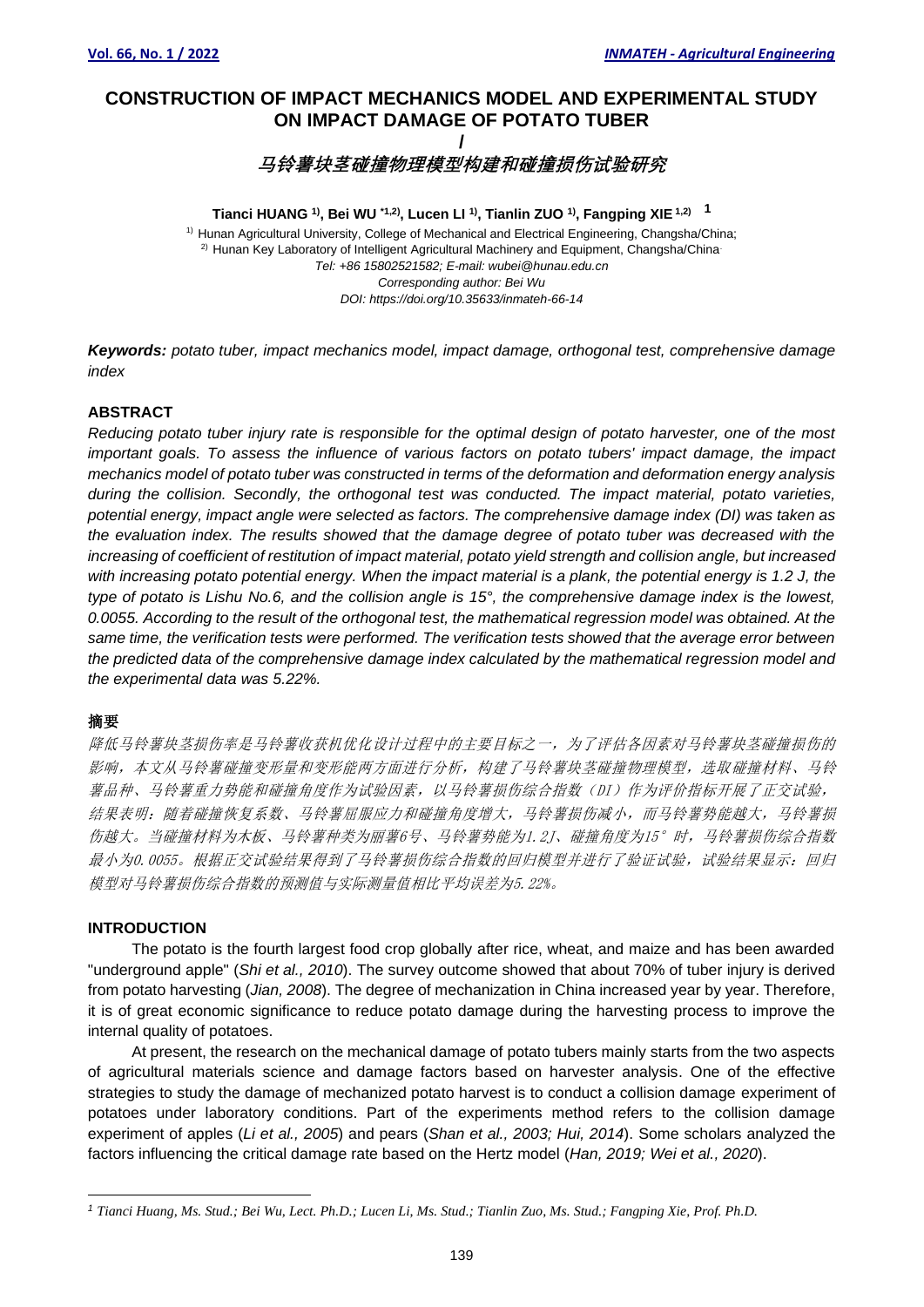# CONSTRUCTION OF IMPACT MECHANICS MODEL AND EXPERIMENTAL STUDY ON IMPACT DAMAGE OF POTATO TUBER

/

# 马铃薯块茎碰撞物理模型构建和碰撞损伤试验研究

**Tianci HUANG [1)], Bei WU [*1,2)], Lucen LI [1)], Tianlin ZUO [1)], Fangping XIE [1,2)] [1]**

[1)] Hunan Agricultural University, College of Mechanical and Electrical Engineering, Changsha/China;
[2)] Hunan Key Laboratory of Intelligent Agricultural Machinery and Equipment, Changsha/China.
*Tel: +86 15802521582; E-mail: wubei@hunau.edu.cn*
*Corresponding author: Bei Wu*
*DOI: https://doi.org/10.35633/inmateh-66-14*

***Keywords:*** *potato tuber, impact mechanics model, impact damage, orthogonal test, comprehensive damage index*

## ABSTRACT

*Reducing potato tuber injury rate is responsible for the optimal design of potato harvester, one of the most important goals. To assess the influence of various factors on potato tubers' impact damage, the impact mechanics model of potato tuber was constructed in terms of the deformation and deformation energy analysis during the collision. Secondly, the orthogonal test was conducted. The impact material, potato varieties, potential energy, impact angle were selected as factors. The comprehensive damage index (DI) was taken as the evaluation index. The results showed that the damage degree of potato tuber was decreased with the increasing of coefficient of restitution of impact material, potato yield strength and collision angle, but increased with increasing potato potential energy. When the impact material is a plank, the potential energy is 1.2 J, the type of potato is Lishu No.6, and the collision angle is 15°, the comprehensive damage index is the lowest, 0.0055. According to the result of the orthogonal test, the mathematical regression model was obtained. At the same time, the verification tests were performed. The verification tests showed that the average error between the predicted data of the comprehensive damage index calculated by the mathematical regression model and the experimental data was 5.22%.*

## 摘要

*降低马铃薯块茎损伤率是马铃薯收获机优化设计过程中的主要目标之一，为了评估各因素对马铃薯块茎碰撞损伤的影响，本文从马铃薯碰撞变形量和变形能两方面进行分析，构建了马铃薯块茎碰撞物理模型，选取碰撞材料、马铃薯品种、马铃薯重力势能和碰撞角度作为试验因素，以马铃薯损伤综合指数（DI）作为评价指标开展了正交试验，结果表明：随着碰撞恢复系数、马铃薯屈服应力和碰撞角度增大，马铃薯损伤减小，而马铃薯势能越大，马铃薯损伤越大。当碰撞材料为木板、马铃薯种类为丽薯6号、马铃薯势能为1.2J、碰撞角度为15°时，马铃薯损伤综合指数最小为0.0055。根据正交试验结果得到了马铃薯损伤综合指数的回归模型并进行了验证试验，试验结果显示：回归模型对马铃薯损伤综合指数的预测值与实际测量值相比平均误差为5.22%。*

## INTRODUCTION

The potato is the fourth largest food crop globally after rice, wheat, and maize and has been awarded "underground apple" (*Shi et al., 2010*). The survey outcome showed that about 70% of tuber injury is derived from potato harvesting (*Jian, 2008*). The degree of mechanization in China increased year by year. Therefore, it is of great economic significance to reduce potato damage during the harvesting process to improve the internal quality of potatoes.

At present, the research on the mechanical damage of potato tubers mainly starts from the two aspects of agricultural materials science and damage factors based on harvester analysis. One of the effective strategies to study the damage of mechanized potato harvest is to conduct a collision damage experiment of potatoes under laboratory conditions. Part of the experiments method refers to the collision damage experiment of apples (*Li et al., 2005*) and pears (*Shan et al., 2003; Hui, 2014*). Some scholars analyzed the factors influencing the critical damage rate based on the Hertz model (*Han, 2019; Wei et al., 2020*).

---

[1] *Tianci Huang, Ms. Stud.; Bei Wu, Lect. Ph.D.; Lucen Li, Ms. Stud.; Tianlin Zuo, Ms. Stud.; Fangping Xie, Prof. Ph.D.*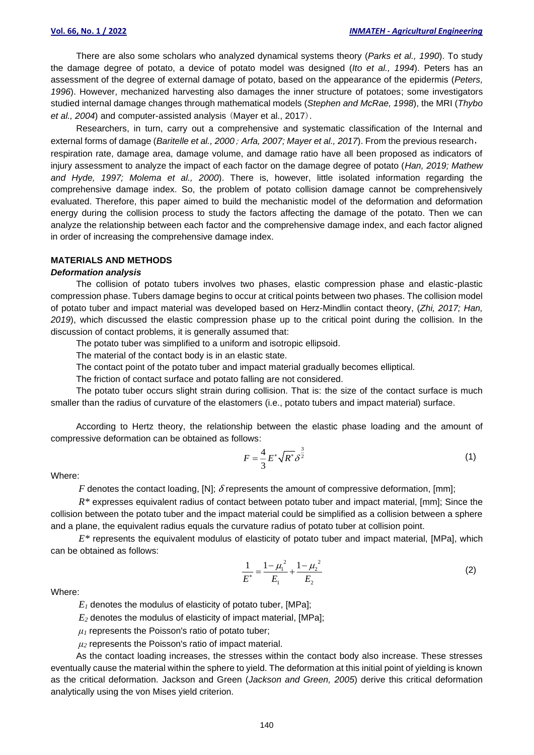There are also some scholars who analyzed dynamical systems theory (*Parks et al., 1990*). To study the damage degree of potato, a device of potato model was designed (*Ito et al., 1994*). Peters has an assessment of the degree of external damage of potato, based on the appearance of the epidermis (*Peters, 1996*). However, mechanized harvesting also damages the inner structure of potatoes; some investigators studied internal damage changes through mathematical models (*Stephen and McRae, 1998*), the MRI (*Thybo et al., 2004*) and computer-assisted analysis（Mayer et al., 2017）.

Researchers, in turn, carry out a comprehensive and systematic classification of the Internal and external forms of damage (*Baritelle et al., 2000；Arfa, 2007; Mayer et al., 2017*). From the previous research， respiration rate, damage area, damage volume, and damage ratio have all been proposed as indicators of injury assessment to analyze the impact of each factor on the damage degree of potato (*Han, 2019; Mathew and Hyde, 1997; Molema et al., 2000*). There is, however, little isolated information regarding the comprehensive damage index. So, the problem of potato collision damage cannot be comprehensively evaluated. Therefore, this paper aimed to build the mechanistic model of the deformation and deformation energy during the collision process to study the factors affecting the damage of the potato. Then we can analyze the relationship between each factor and the comprehensive damage index, and each factor aligned in order of increasing the comprehensive damage index.

## MATERIALS AND METHODS

### *Deformation analysis*

The collision of potato tubers involves two phases, elastic compression phase and elastic-plastic compression phase. Tubers damage begins to occur at critical points between two phases. The collision model of potato tuber and impact material was developed based on Herz-Mindlin contact theory, (*Zhi, 2017; Han, 2019*), which discussed the elastic compression phase up to the critical point during the collision. In the discussion of contact problems, it is generally assumed that:

The potato tuber was simplified to a uniform and isotropic ellipsoid.

The material of the contact body is in an elastic state.

The contact point of the potato tuber and impact material gradually becomes elliptical.

The friction of contact surface and potato falling are not considered.

The potato tuber occurs slight strain during collision. That is: the size of the contact surface is much smaller than the radius of curvature of the elastomers (i.e., potato tubers and impact material) surface.

According to Hertz theory, the relationship between the elastic phase loading and the amount of compressive deformation can be obtained as follows:

$$F = \frac{4}{3}E^{*}\sqrt{R^{*}}\delta^{\frac{3}{2}} \tag{1}$$

Where:

$F$ denotes the contact loading, [N]; $\delta$ represents the amount of compressive deformation, [mm];

$R^{*}$ expresses equivalent radius of contact between potato tuber and impact material, [mm]; Since the collision between the potato tuber and the impact material could be simplified as a collision between a sphere and a plane, the equivalent radius equals the curvature radius of potato tuber at collision point.

$E^{*}$ represents the equivalent modulus of elasticity of potato tuber and impact material, [MPa], which can be obtained as follows:

$$\frac{1}{E^{*}} = \frac{1-\mu_1^{2}}{E_1} + \frac{1-\mu_2^{2}}{E_2} \tag{2}$$

Where:

$E_1$ denotes the modulus of elasticity of potato tuber, [MPa];

$E_2$ denotes the modulus of elasticity of impact material, [MPa];

$\mu_1$ represents the Poisson's ratio of potato tuber;

$\mu_2$ represents the Poisson's ratio of impact material.

As the contact loading increases, the stresses within the contact body also increase. These stresses eventually cause the material within the sphere to yield. The deformation at this initial point of yielding is known as the critical deformation. Jackson and Green (*Jackson and Green, 2005*) derive this critical deformation analytically using the von Mises yield criterion.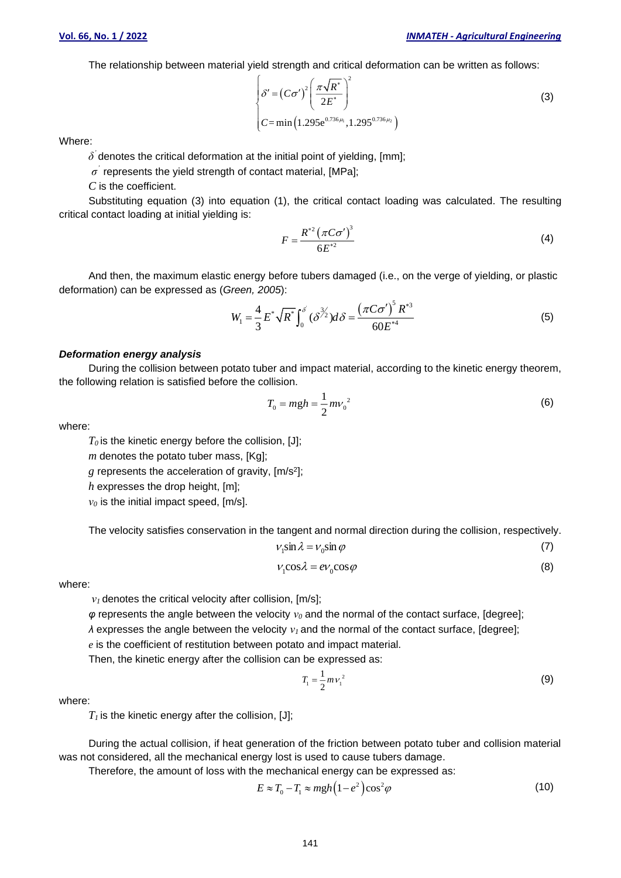The relationship between material yield strength and critical deformation can be written as follows:

$$\begin{cases} \delta' = \left(C\sigma'\right)^2 \left(\dfrac{\pi\sqrt{R^*}}{2E^*}\right)^2 \\ C = \min\left(1.295e^{0.736\mu_1}, 1.295^{0.736\mu_2}\right) \end{cases} \tag{3}$$

Where:

$\delta'$ denotes the critical deformation at the initial point of yielding, [mm];

$\sigma'$ represents the yield strength of contact material, [MPa];

$C$ is the coefficient.

Substituting equation (3) into equation (1), the critical contact loading was calculated. The resulting critical contact loading at initial yielding is:

$$F = \frac{R^{*2}\left(\pi C\sigma'\right)^3}{6E^{*2}} \tag{4}$$

And then, the maximum elastic energy before tubers damaged (i.e., on the verge of yielding, or plastic deformation) can be expressed as (*Green, 2005*):

$$W_1 = \frac{4}{3}E^*\sqrt{R^*}\int_0^{\delta'}(\delta^{3/2})d\delta = \frac{\left(\pi C\sigma'\right)^5 R^{*3}}{60E^{*4}} \tag{5}$$

***Deformation energy analysis***

During the collision between potato tuber and impact material, according to the kinetic energy theorem, the following relation is satisfied before the collision.

$$T_0 = mgh = \frac{1}{2}mv_0^{\ 2} \tag{6}$$

where:

$T_0$ is the kinetic energy before the collision, [J];

$m$ denotes the potato tuber mass, [Kg];

$g$ represents the acceleration of gravity, [m/s²];

$h$ expresses the drop height, [m];

$v_0$ is the initial impact speed, [m/s].

The velocity satisfies conservation in the tangent and normal direction during the collision, respectively.

$$v_1 \sin\lambda = v_0 \sin\varphi \tag{7}$$

$$v_1 \cos\lambda = e v_0 \cos\varphi \tag{8}$$

where:

$v_1$ denotes the critical velocity after collision, [m/s];

$\varphi$ represents the angle between the velocity $v_0$ and the normal of the contact surface, [degree];

$\lambda$ expresses the angle between the velocity $v_1$ and the normal of the contact surface, [degree];

$e$ is the coefficient of restitution between potato and impact material.

Then, the kinetic energy after the collision can be expressed as:

$$T_1 = \frac{1}{2}mv_1^{\ 2} \tag{9}$$

where:

$T_1$ is the kinetic energy after the collision, [J];

During the actual collision, if heat generation of the friction between potato tuber and collision material was not considered, all the mechanical energy lost is used to cause tubers damage.

Therefore, the amount of loss with the mechanical energy can be expressed as:

$$E \approx T_0 - T_1 \approx mgh\left(1-e^2\right)\cos^2\varphi \tag{10}$$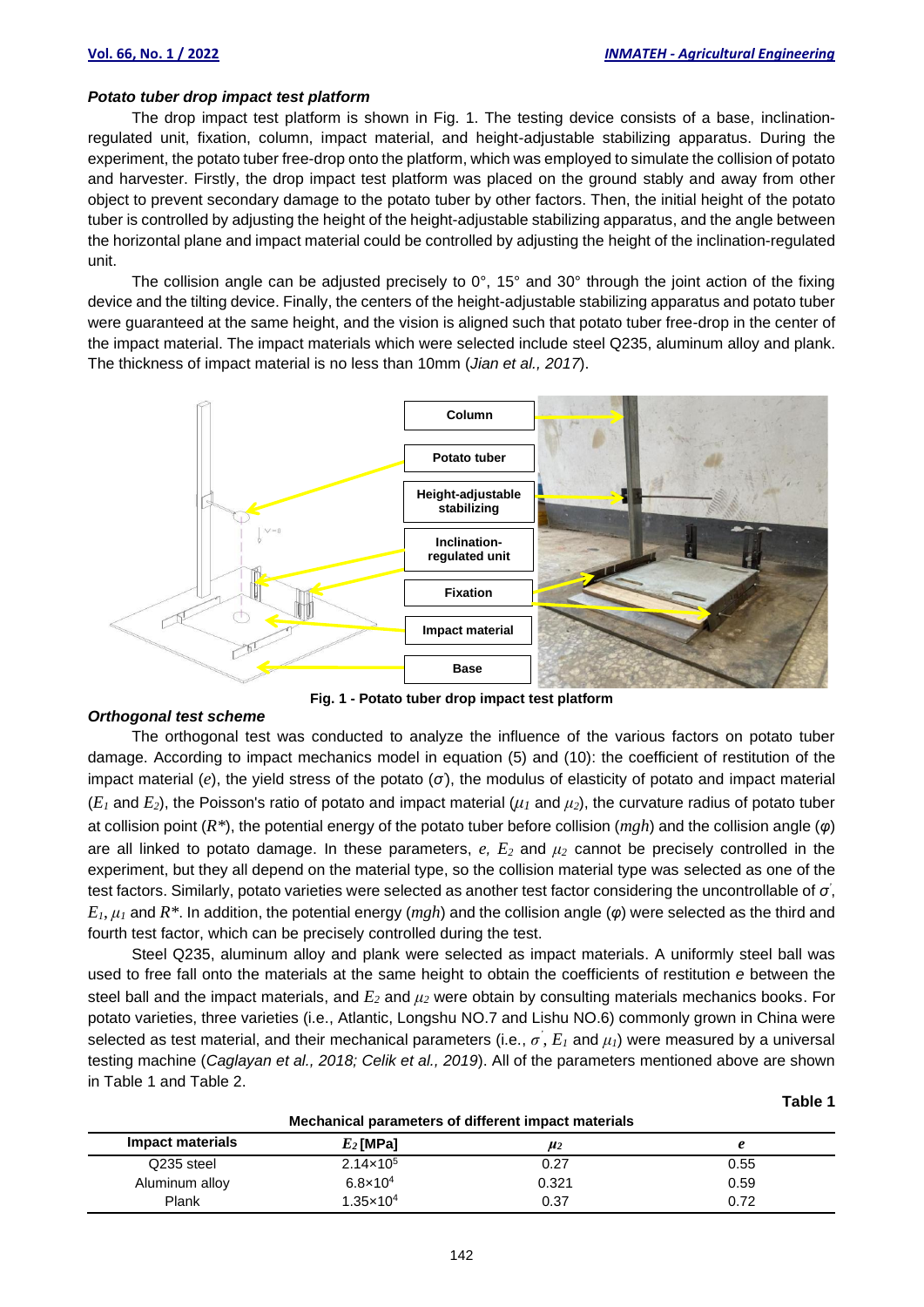### *Potato tuber drop impact test platform*

The drop impact test platform is shown in Fig. 1. The testing device consists of a base, inclination-regulated unit, fixation, column, impact material, and height-adjustable stabilizing apparatus. During the experiment, the potato tuber free-drop onto the platform, which was employed to simulate the collision of potato and harvester. Firstly, the drop impact test platform was placed on the ground stably and away from other object to prevent secondary damage to the potato tuber by other factors. Then, the initial height of the potato tuber is controlled by adjusting the height of the height-adjustable stabilizing apparatus, and the angle between the horizontal plane and impact material could be controlled by adjusting the height of the inclination-regulated unit.

The collision angle can be adjusted precisely to 0°, 15° and 30° through the joint action of the fixing device and the tilting device. Finally, the centers of the height-adjustable stabilizing apparatus and potato tuber were guaranteed at the same height, and the vision is aligned such that potato tuber free-drop in the center of the impact material. The impact materials which were selected include steel Q235, aluminum alloy and plank. The thickness of impact material is no less than 10mm (*Jian et al., 2017*).

**Fig. 1 - Potato tuber drop impact test platform**

### *Orthogonal test scheme*

The orthogonal test was conducted to analyze the influence of the various factors on potato tuber damage. According to impact mechanics model in equation (5) and (10): the coefficient of restitution of the impact material ($e$), the yield stress of the potato ($\sigma$), the modulus of elasticity of potato and impact material ($E_1$ and $E_2$), the Poisson's ratio of potato and impact material ($\mu_1$ and $\mu_2$), the curvature radius of potato tuber at collision point ($R^*$), the potential energy of the potato tuber before collision ($mgh$) and the collision angle ($\varphi$) are all linked to potato damage. In these parameters, $e$, $E_2$ and $\mu_2$ cannot be precisely controlled in the experiment, but they all depend on the material type, so the collision material type was selected as one of the test factors. Similarly, potato varieties were selected as another test factor considering the uncontrollable of $\sigma'$, $E_1$, $\mu_1$ and $R^*$. In addition, the potential energy ($mgh$) and the collision angle ($\varphi$) were selected as the third and fourth test factor, which can be precisely controlled during the test.

Steel Q235, aluminum alloy and plank were selected as impact materials. A uniformly steel ball was used to free fall onto the materials at the same height to obtain the coefficients of restitution $e$ between the steel ball and the impact materials, and $E_2$ and $\mu_2$ were obtain by consulting materials mechanics books. For potato varieties, three varieties (i.e., Atlantic, Longshu NO.7 and Lishu NO.6) commonly grown in China were selected as test material, and their mechanical parameters (i.e., $\sigma'$, $E_1$ and $\mu_1$) were measured by a universal testing machine (*Caglayan et al., 2018; Celik et al., 2019*). All of the parameters mentioned above are shown in Table 1 and Table 2.

**Table 1**

**Mechanical parameters of different impact materials**

| Impact materials | $E_2$ [MPa] | $\mu_2$ | $e$ |
|---|---|---|---|
| Q235 steel | $2.14\times10^5$ | 0.27 | 0.55 |
| Aluminum alloy | $6.8\times10^4$ | 0.321 | 0.59 |
| Plank | $1.35\times10^4$ | 0.37 | 0.72 |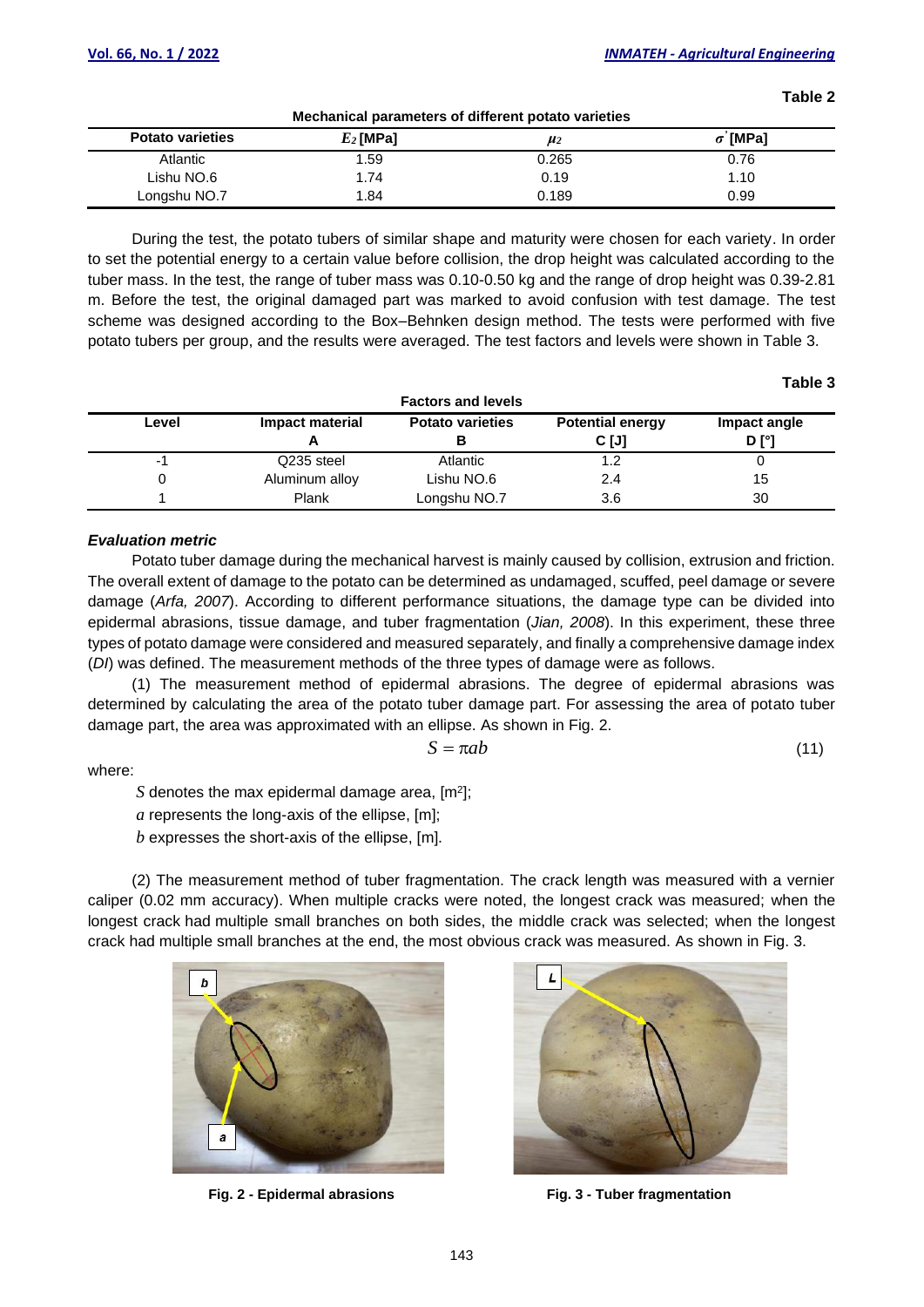**Table 2**

**Mechanical parameters of different potato varieties**

| Potato varieties | $E_2$ [MPa] | $\mu_2$ | $\sigma^{'}$ [MPa] |
|---|---|---|---|
| Atlantic | 1.59 | 0.265 | 0.76 |
| Lishu NO.6 | 1.74 | 0.19 | 1.10 |
| Longshu NO.7 | 1.84 | 0.189 | 0.99 |

During the test, the potato tubers of similar shape and maturity were chosen for each variety. In order to set the potential energy to a certain value before collision, the drop height was calculated according to the tuber mass. In the test, the range of tuber mass was 0.10-0.50 kg and the range of drop height was 0.39-2.81 m. Before the test, the original damaged part was marked to avoid confusion with test damage. The test scheme was designed according to the Box–Behnken design method. The tests were performed with five potato tubers per group, and the results were averaged. The test factors and levels were shown in Table 3.

**Table 3**

**Factors and levels**

| Level | Impact material A | Potato varieties B | Potential energy C [J] | Impact angle D [°] |
|---|---|---|---|---|
| -1 | Q235 steel | Atlantic | 1.2 | 0 |
| 0 | Aluminum alloy | Lishu NO.6 | 2.4 | 15 |
| 1 | Plank | Longshu NO.7 | 3.6 | 30 |

***Evaluation metric***

Potato tuber damage during the mechanical harvest is mainly caused by collision, extrusion and friction. The overall extent of damage to the potato can be determined as undamaged, scuffed, peel damage or severe damage (*Arfa, 2007*). According to different performance situations, the damage type can be divided into epidermal abrasions, tissue damage, and tuber fragmentation (*Jian, 2008*). In this experiment, these three types of potato damage were considered and measured separately, and finally a comprehensive damage index (*DI*) was defined. The measurement methods of the three types of damage were as follows.

(1) The measurement method of epidermal abrasions. The degree of epidermal abrasions was determined by calculating the area of the potato tuber damage part. For assessing the area of potato tuber damage part, the area was approximated with an ellipse. As shown in Fig. 2.

$$S = \pi ab \tag{11}$$

where:

$S$ denotes the max epidermal damage area, [m$^2$];

$a$ represents the long-axis of the ellipse, [m];

$b$ expresses the short-axis of the ellipse, [m].

(2) The measurement method of tuber fragmentation. The crack length was measured with a vernier caliper (0.02 mm accuracy). When multiple cracks were noted, the longest crack was measured; when the longest crack had multiple small branches on both sides, the middle crack was selected; when the longest crack had multiple small branches at the end, the most obvious crack was measured. As shown in Fig. 3.

**Fig. 2 - Epidermal abrasions**

**Fig. 3 - Tuber fragmentation**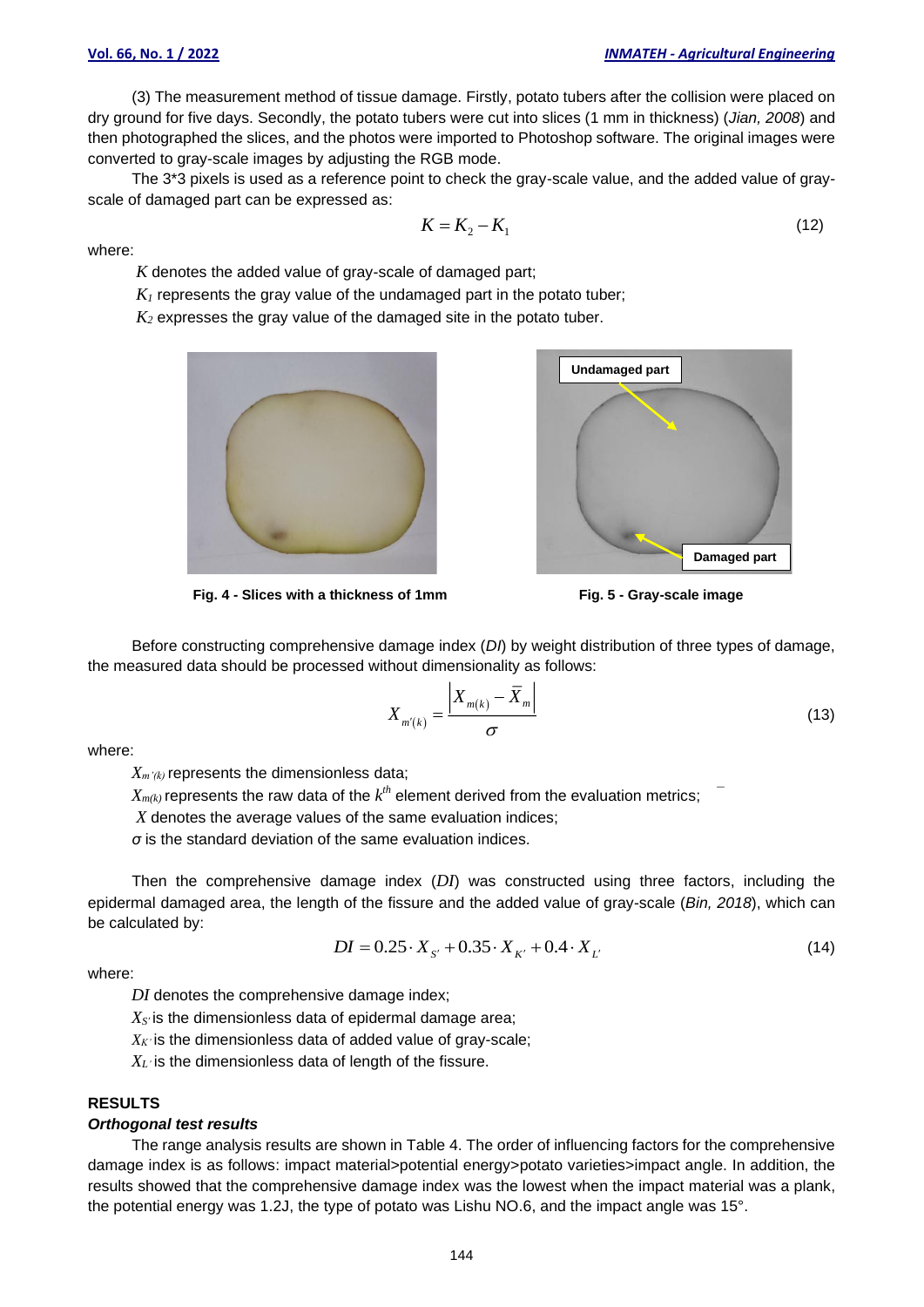(3) The measurement method of tissue damage. Firstly, potato tubers after the collision were placed on dry ground for five days. Secondly, the potato tubers were cut into slices (1 mm in thickness) (*Jian, 2008*) and then photographed the slices, and the photos were imported to Photoshop software. The original images were converted to gray-scale images by adjusting the RGB mode.

The 3*3 pixels is used as a reference point to check the gray-scale value, and the added value of gray-scale of damaged part can be expressed as:

$$K = K_2 - K_1 \tag{12}$$

where:

$K$ denotes the added value of gray-scale of damaged part;

$K_1$ represents the gray value of the undamaged part in the potato tuber;

$K_2$ expresses the gray value of the damaged site in the potato tuber.

**Fig. 4 - Slices with a thickness of 1mm**

**Fig. 5 - Gray-scale image**

Before constructing comprehensive damage index (*DI*) by weight distribution of three types of damage, the measured data should be processed without dimensionality as follows:

$$X_{m'(k)} = \frac{\left| X_{m(k)} - \bar{X}_m \right|}{\sigma} \tag{13}$$

where:

$X_{m'(k)}$ represents the dimensionless data;

$X_{m(k)}$ represents the raw data of the $k^{th}$ element derived from the evaluation metrics;

$\bar{X}$ denotes the average values of the same evaluation indices;

$\sigma$ is the standard deviation of the same evaluation indices.

Then the comprehensive damage index (*DI*) was constructed using three factors, including the epidermal damaged area, the length of the fissure and the added value of gray-scale (*Bin, 2018*), which can be calculated by:

$$DI = 0.25 \cdot X_{S'} + 0.35 \cdot X_{K'} + 0.4 \cdot X_{L'} \tag{14}$$

where:

$DI$ denotes the comprehensive damage index;

$X_{S'}$ is the dimensionless data of epidermal damage area;

$X_{K'}$ is the dimensionless data of added value of gray-scale;

$X_{L'}$ is the dimensionless data of length of the fissure.

## RESULTS

### *Orthogonal test results*

The range analysis results are shown in Table 4. The order of influencing factors for the comprehensive damage index is as follows: impact material>potential energy>potato varieties>impact angle. In addition, the results showed that the comprehensive damage index was the lowest when the impact material was a plank, the potential energy was 1.2J, the type of potato was Lishu NO.6, and the impact angle was 15°.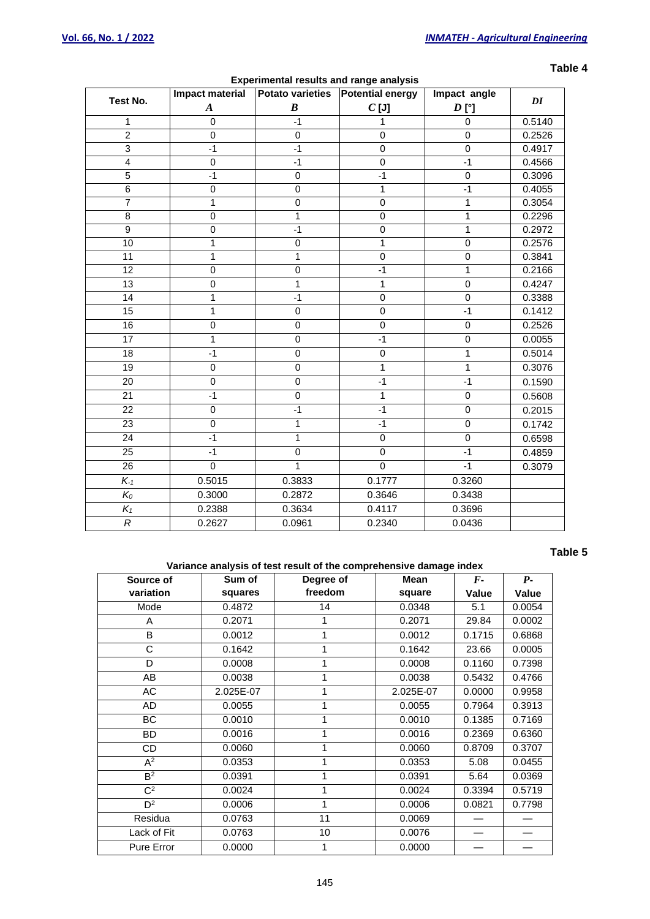**Table 4**

**Experimental results and range analysis**

| Test No. | Impact material $A$ | Potato varieties $B$ | Potential energy $C$ [J] | Impact angle $D$ [°] | $DI$ |
|---|---|---|---|---|---|
| 1 | 0 | -1 | 1 | 0 | 0.5140 |
| 2 | 0 | 0 | 0 | 0 | 0.2526 |
| 3 | -1 | -1 | 0 | 0 | 0.4917 |
| 4 | 0 | -1 | 0 | -1 | 0.4566 |
| 5 | -1 | 0 | -1 | 0 | 0.3096 |
| 6 | 0 | 0 | 1 | -1 | 0.4055 |
| 7 | 1 | 0 | 0 | 1 | 0.3054 |
| 8 | 0 | 1 | 0 | 1 | 0.2296 |
| 9 | 0 | -1 | 0 | 1 | 0.2972 |
| 10 | 1 | 0 | 1 | 0 | 0.2576 |
| 11 | 1 | 1 | 0 | 0 | 0.3841 |
| 12 | 0 | 0 | -1 | 1 | 0.2166 |
| 13 | 0 | 1 | 1 | 0 | 0.4247 |
| 14 | 1 | -1 | 0 | 0 | 0.3388 |
| 15 | 1 | 0 | 0 | -1 | 0.1412 |
| 16 | 0 | 0 | 0 | 0 | 0.2526 |
| 17 | 1 | 0 | -1 | 0 | 0.0055 |
| 18 | -1 | 0 | 0 | 1 | 0.5014 |
| 19 | 0 | 0 | 1 | 1 | 0.3076 |
| 20 | 0 | 0 | -1 | -1 | 0.1590 |
| 21 | -1 | 0 | 1 | 0 | 0.5608 |
| 22 | 0 | -1 | -1 | 0 | 0.2015 |
| 23 | 0 | 1 | -1 | 0 | 0.1742 |
| 24 | -1 | 1 | 0 | 0 | 0.6598 |
| 25 | -1 | 0 | 0 | -1 | 0.4859 |
| 26 | 0 | 1 | 0 | -1 | 0.3079 |
| $K_{-1}$ | 0.5015 | 0.3833 | 0.1777 | 0.3260 | |
| $K_0$ | 0.3000 | 0.2872 | 0.3646 | 0.3438 | |
| $K_1$ | 0.2388 | 0.3634 | 0.4117 | 0.3696 | |
| $R$ | 0.2627 | 0.0961 | 0.2340 | 0.0436 | |

**Table 5**

**Variance analysis of test result of the comprehensive damage index**

| Source of variation | Sum of squares | Degree of freedom | Mean square | $F$-Value | $P$-Value |
|---|---|---|---|---|---|
| Mode | 0.4872 | 14 | 0.0348 | 5.1 | 0.0054 |
| A | 0.2071 | 1 | 0.2071 | 29.84 | 0.0002 |
| B | 0.0012 | 1 | 0.0012 | 0.1715 | 0.6868 |
| C | 0.1642 | 1 | 0.1642 | 23.66 | 0.0005 |
| D | 0.0008 | 1 | 0.0008 | 0.1160 | 0.7398 |
| AB | 0.0038 | 1 | 0.0038 | 0.5432 | 0.4766 |
| AC | 2.025E-07 | 1 | 2.025E-07 | 0.0000 | 0.9958 |
| AD | 0.0055 | 1 | 0.0055 | 0.7964 | 0.3913 |
| BC | 0.0010 | 1 | 0.0010 | 0.1385 | 0.7169 |
| BD | 0.0016 | 1 | 0.0016 | 0.2369 | 0.6360 |
| CD | 0.0060 | 1 | 0.0060 | 0.8709 | 0.3707 |
| $A^2$ | 0.0353 | 1 | 0.0353 | 5.08 | 0.0455 |
| $B^2$ | 0.0391 | 1 | 0.0391 | 5.64 | 0.0369 |
| $C^2$ | 0.0024 | 1 | 0.0024 | 0.3394 | 0.5719 |
| $D^2$ | 0.0006 | 1 | 0.0006 | 0.0821 | 0.7798 |
| Residua | 0.0763 | 11 | 0.0069 | — | — |
| Lack of Fit | 0.0763 | 10 | 0.0076 | — | — |
| Pure Error | 0.0000 | 1 | 0.0000 | — | — |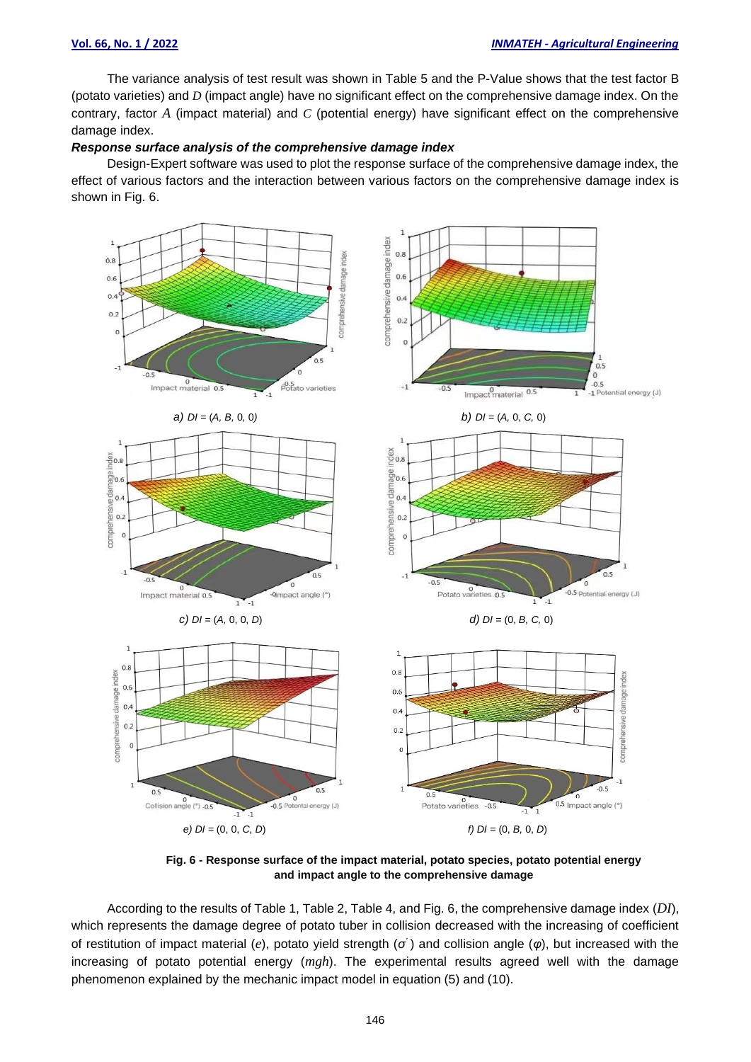The variance analysis of test result was shown in Table 5 and the P-Value shows that the test factor B (potato varieties) and $D$ (impact angle) have no significant effect on the comprehensive damage index. On the contrary, factor $A$ (impact material) and $C$ (potential energy) have significant effect on the comprehensive damage index.

***Response surface analysis of the comprehensive damage index***

Design-Expert software was used to plot the response surface of the comprehensive damage index, the effect of various factors and the interaction between various factors on the comprehensive damage index is shown in Fig. 6.

*a) DI = (A, B, 0, 0)*

*b) DI = (A, 0, C, 0)*

*c) DI = (A, 0, 0, D)*

*d) DI = (0, B, C, 0)*

*e) DI = (0, 0, C, D)*

*f) DI = (0, B, 0, D)*

**Fig. 6 - Response surface of the impact material, potato species, potato potential energy and impact angle to the comprehensive damage**

According to the results of Table 1, Table 2, Table 4, and Fig. 6, the comprehensive damage index ($DI$), which represents the damage degree of potato tuber in collision decreased with the increasing of coefficient of restitution of impact material ($e$), potato yield strength ($\sigma'$) and collision angle ($\varphi$), but increased with the increasing of potato potential energy ($mgh$). The experimental results agreed well with the damage phenomenon explained by the mechanic impact model in equation (5) and (10).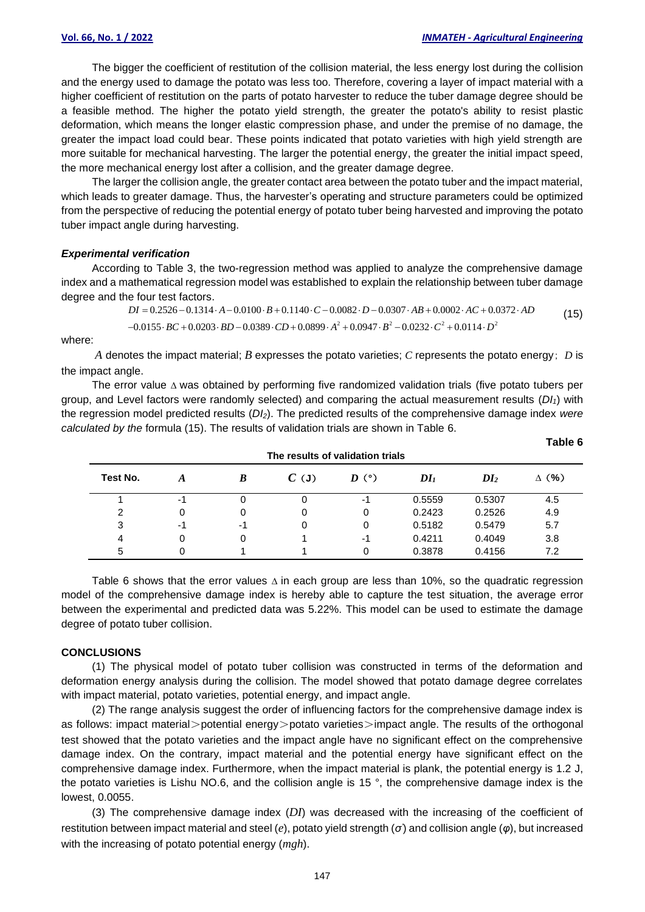The bigger the coefficient of restitution of the collision material, the less energy lost during the collision and the energy used to damage the potato was less too. Therefore, covering a layer of impact material with a higher coefficient of restitution on the parts of potato harvester to reduce the tuber damage degree should be a feasible method. The higher the potato yield strength, the greater the potato's ability to resist plastic deformation, which means the longer elastic compression phase, and under the premise of no damage, the greater the impact load could bear. These points indicated that potato varieties with high yield strength are more suitable for mechanical harvesting. The larger the potential energy, the greater the initial impact speed, the more mechanical energy lost after a collision, and the greater damage degree.

The larger the collision angle, the greater contact area between the potato tuber and the impact material, which leads to greater damage. Thus, the harvester's operating and structure parameters could be optimized from the perspective of reducing the potential energy of potato tuber being harvested and improving the potato tuber impact angle during harvesting.

### *Experimental verification*

According to Table 3, the two-regression method was applied to analyze the comprehensive damage index and a mathematical regression model was established to explain the relationship between tuber damage degree and the four test factors.

$$DI = 0.2526 - 0.1314 \cdot A - 0.0100 \cdot B + 0.1140 \cdot C - 0.0082 \cdot D - 0.0307 \cdot AB + 0.0002 \cdot AC + 0.0372 \cdot AD$$
$$-0.0155 \cdot BC + 0.0203 \cdot BD - 0.0389 \cdot CD + 0.0899 \cdot A^2 + 0.0947 \cdot B^2 - 0.0232 \cdot C^2 + 0.0114 \cdot D^2 \quad (15)$$

where:

$A$ denotes the impact material; $B$ expresses the potato varieties; $C$ represents the potato energy; $D$ is the impact angle.

The error value $\Delta$ was obtained by performing five randomized validation trials (five potato tubers per group, and Level factors were randomly selected) and comparing the actual measurement results ($DI_1$) with the regression model predicted results ($DI_2$). The predicted results of the comprehensive damage index *were calculated by the* formula (15). The results of validation trials are shown in Table 6.

**Table 6**

**The results of validation trials**

| Test No. | $A$ | $B$ | $C$ (J) | $D$ (°) | $DI_1$ | $DI_2$ | $\Delta$ (%) |
|---|---|---|---|---|---|---|---|
| 1 | -1 | 0 | 0 | -1 | 0.5559 | 0.5307 | 4.5 |
| 2 | 0 | 0 | 0 | 0 | 0.2423 | 0.2526 | 4.9 |
| 3 | -1 | -1 | 0 | 0 | 0.5182 | 0.5479 | 5.7 |
| 4 | 0 | 0 | 1 | -1 | 0.4211 | 0.4049 | 3.8 |
| 5 | 0 | 1 | 1 | 0 | 0.3878 | 0.4156 | 7.2 |

Table 6 shows that the error values $\Delta$ in each group are less than 10%, so the quadratic regression model of the comprehensive damage index is hereby able to capture the test situation, the average error between the experimental and predicted data was 5.22%. This model can be used to estimate the damage degree of potato tuber collision.

## CONCLUSIONS

(1) The physical model of potato tuber collision was constructed in terms of the deformation and deformation energy analysis during the collision. The model showed that potato damage degree correlates with impact material, potato varieties, potential energy, and impact angle.

(2) The range analysis suggest the order of influencing factors for the comprehensive damage index is as follows: impact material＞potential energy＞potato varieties＞impact angle. The results of the orthogonal test showed that the potato varieties and the impact angle have no significant effect on the comprehensive damage index. On the contrary, impact material and the potential energy have significant effect on the comprehensive damage index. Furthermore, when the impact material is plank, the potential energy is 1.2 J, the potato varieties is Lishu NO.6, and the collision angle is 15 °, the comprehensive damage index is the lowest, 0.0055.

(3) The comprehensive damage index ($DI$) was decreased with the increasing of the coefficient of restitution between impact material and steel ($e$), potato yield strength ($\sigma$) and collision angle ($\varphi$), but increased with the increasing of potato potential energy ($mgh$).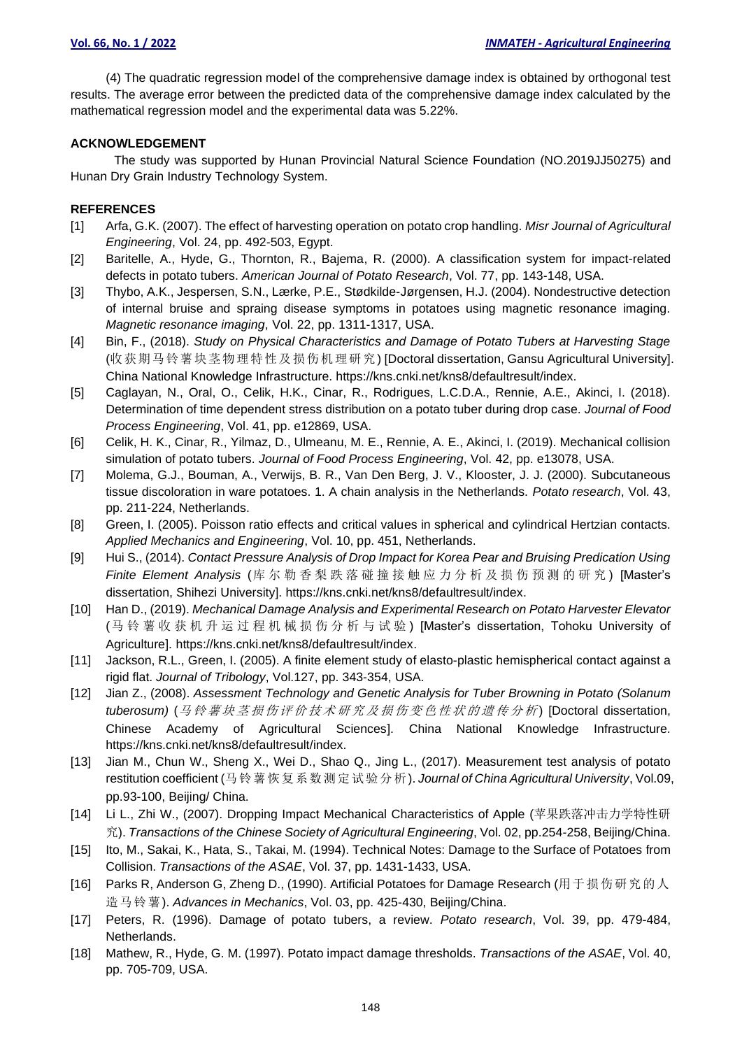(4) The quadratic regression model of the comprehensive damage index is obtained by orthogonal test results. The average error between the predicted data of the comprehensive damage index calculated by the mathematical regression model and the experimental data was 5.22%.

## ACKNOWLEDGEMENT

The study was supported by Hunan Provincial Natural Science Foundation (NO.2019JJ50275) and Hunan Dry Grain Industry Technology System.

## REFERENCES

[1] Arfa, G.K. (2007). The effect of harvesting operation on potato crop handling. *Misr Journal of Agricultural Engineering*, Vol. 24, pp. 492-503, Egypt.

[2] Baritelle, A., Hyde, G., Thornton, R., Bajema, R. (2000). A classification system for impact-related defects in potato tubers. *American Journal of Potato Research*, Vol. 77, pp. 143-148, USA.

[3] Thybo, A.K., Jespersen, S.N., Lærke, P.E., Stødkilde-Jørgensen, H.J. (2004). Nondestructive detection of internal bruise and spraing disease symptoms in potatoes using magnetic resonance imaging. *Magnetic resonance imaging*, Vol. 22, pp. 1311-1317, USA.

[4] Bin, F., (2018). *Study on Physical Characteristics and Damage of Potato Tubers at Harvesting Stage* (收获期马铃薯块茎物理特性及损伤机理研究) [Doctoral dissertation, Gansu Agricultural University]. China National Knowledge Infrastructure. https://kns.cnki.net/kns8/defaultresult/index.

[5] Caglayan, N., Oral, O., Celik, H.K., Cinar, R., Rodrigues, L.C.D.A., Rennie, A.E., Akinci, I. (2018). Determination of time dependent stress distribution on a potato tuber during drop case. *Journal of Food Process Engineering*, Vol. 41, pp. e12869, USA.

[6] Celik, H. K., Cinar, R., Yilmaz, D., Ulmeanu, M. E., Rennie, A. E., Akinci, I. (2019). Mechanical collision simulation of potato tubers. *Journal of Food Process Engineering*, Vol. 42, pp. e13078, USA.

[7] Molema, G.J., Bouman, A., Verwijs, B. R., Van Den Berg, J. V., Klooster, J. J. (2000). Subcutaneous tissue discoloration in ware potatoes. 1. A chain analysis in the Netherlands. *Potato research*, Vol. 43, pp. 211-224, Netherlands.

[8] Green, I. (2005). Poisson ratio effects and critical values in spherical and cylindrical Hertzian contacts. *Applied Mechanics and Engineering*, Vol. 10, pp. 451, Netherlands.

[9] Hui S., (2014). *Contact Pressure Analysis of Drop Impact for Korea Pear and Bruising Predication Using Finite Element Analysis* (库尔勒香梨跌落碰撞接触应力分析及损伤预测的研究) [Master's dissertation, Shihezi University]. https://kns.cnki.net/kns8/defaultresult/index.

[10] Han D., (2019). *Mechanical Damage Analysis and Experimental Research on Potato Harvester Elevator* (马铃薯收获机升运过程机械损伤分析与试验) [Master's dissertation, Tohoku University of Agriculture]. https://kns.cnki.net/kns8/defaultresult/index.

[11] Jackson, R.L., Green, I. (2005). A finite element study of elasto-plastic hemispherical contact against a rigid flat. *Journal of Tribology*, Vol.127, pp. 343-354, USA.

[12] Jian Z., (2008). *Assessment Technology and Genetic Analysis for Tuber Browning in Potato (Solanum tuberosum)* (*马铃薯块茎损伤评价技术研究及损伤变色性状的遗传分析*) [Doctoral dissertation, Chinese Academy of Agricultural Sciences]. China National Knowledge Infrastructure. https://kns.cnki.net/kns8/defaultresult/index.

[13] Jian M., Chun W., Sheng X., Wei D., Shao Q., Jing L., (2017). Measurement test analysis of potato restitution coefficient (马铃薯恢复系数测定试验分析). *Journal of China Agricultural University*, Vol.09, pp.93-100, Beijing/ China.

[14] Li L., Zhi W., (2007). Dropping Impact Mechanical Characteristics of Apple (苹果跌落冲击力学特性研究). *Transactions of the Chinese Society of Agricultural Engineering*, Vol. 02, pp.254-258, Beijing/China.

[15] Ito, M., Sakai, K., Hata, S., Takai, M. (1994). Technical Notes: Damage to the Surface of Potatoes from Collision. *Transactions of the ASAE*, Vol. 37, pp. 1431-1433, USA.

[16] Parks R, Anderson G, Zheng D., (1990). Artificial Potatoes for Damage Research (用于损伤研究的人造马铃薯). *Advances in Mechanics*, Vol. 03, pp. 425-430, Beijing/China.

[17] Peters, R. (1996). Damage of potato tubers, a review. *Potato research*, Vol. 39, pp. 479-484, Netherlands.

[18] Mathew, R., Hyde, G. M. (1997). Potato impact damage thresholds. *Transactions of the ASAE*, Vol. 40, pp. 705-709, USA.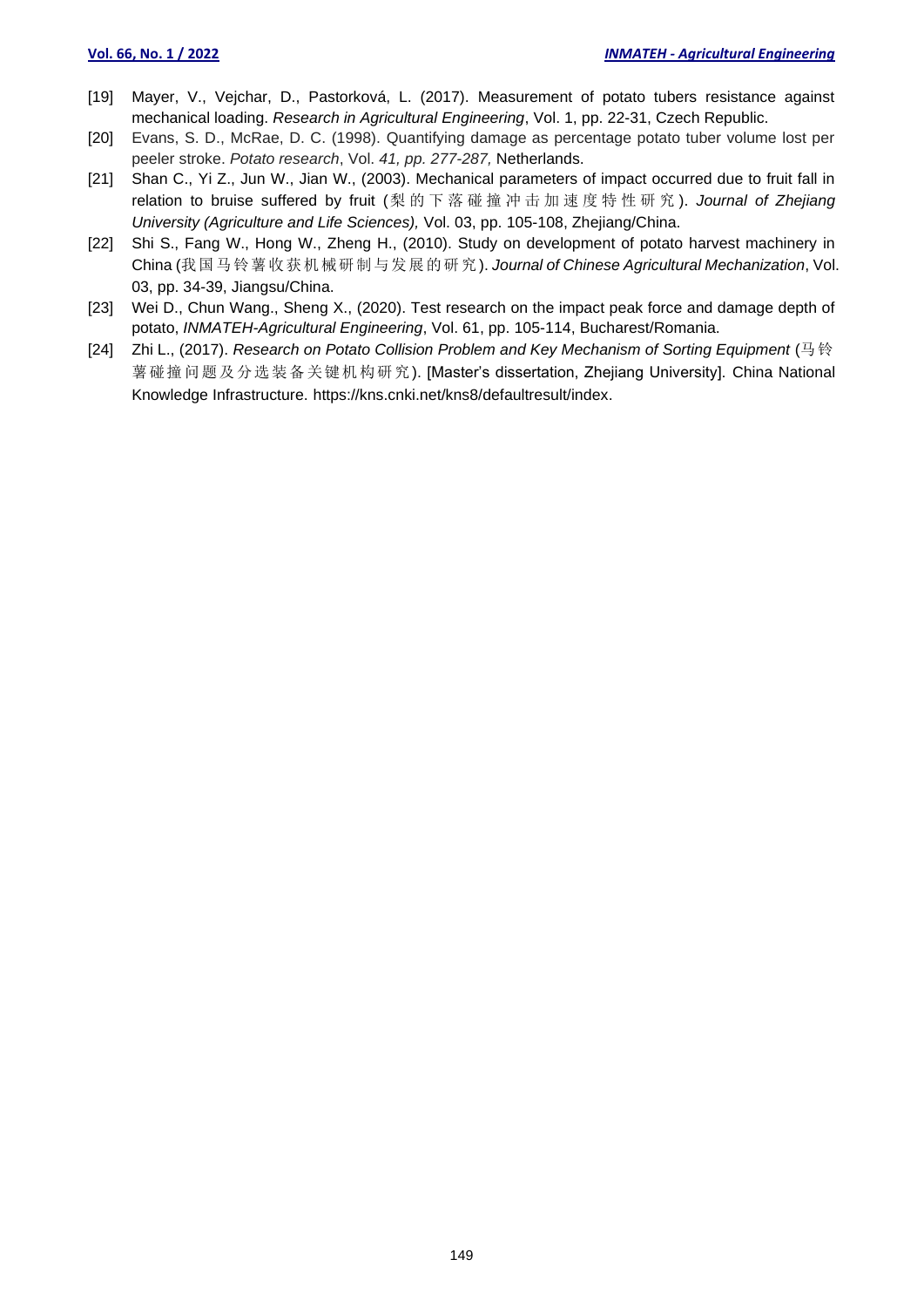[19] Mayer, V., Vejchar, D., Pastorková, L. (2017). Measurement of potato tubers resistance against mechanical loading. *Research in Agricultural Engineering*, Vol. 1, pp. 22-31, Czech Republic.

[20] Evans, S. D., McRae, D. C. (1998). Quantifying damage as percentage potato tuber volume lost per peeler stroke. *Potato research*, Vol. *41, pp. 277-287,* Netherlands.

[21] Shan C., Yi Z., Jun W., Jian W., (2003). Mechanical parameters of impact occurred due to fruit fall in relation to bruise suffered by fruit (梨的下落碰撞冲击加速度特性研究). *Journal of Zhejiang University (Agriculture and Life Sciences),* Vol. 03, pp. 105-108, Zhejiang/China.

[22] Shi S., Fang W., Hong W., Zheng H., (2010). Study on development of potato harvest machinery in China (我国马铃薯收获机械研制与发展的研究). *Journal of Chinese Agricultural Mechanization*, Vol. 03, pp. 34-39, Jiangsu/China.

[23] Wei D., Chun Wang., Sheng X., (2020). Test research on the impact peak force and damage depth of potato, *INMATEH-Agricultural Engineering*, Vol. 61, pp. 105-114, Bucharest/Romania.

[24] Zhi L., (2017). *Research on Potato Collision Problem and Key Mechanism of Sorting Equipment* (马铃薯碰撞问题及分选装备关键机构研究). [Master's dissertation, Zhejiang University]. China National Knowledge Infrastructure. https://kns.cnki.net/kns8/defaultresult/index.